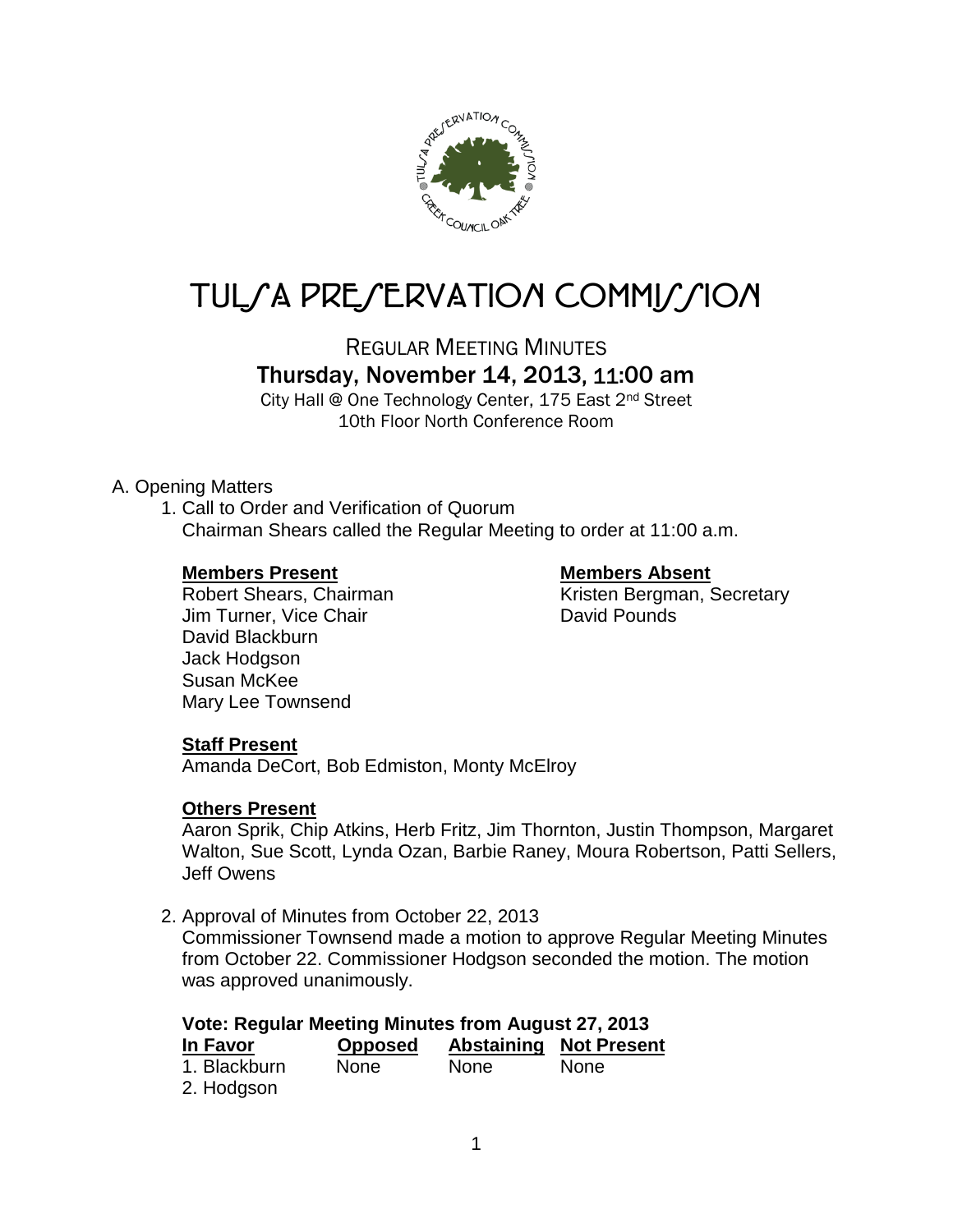# TULSA PRESERVATION COMMISSION

REGULAR MEETING MINUTES

Thursday, November 14, 2013, 11:00 am

City Hall @ One Technology Center, 175 East 2nd Street
10th Floor North Conference Room

A. Opening Matters

1. Call to Order and Verification of Quorum
   Chairman Shears called the Regular Meeting to order at 11:00 a.m.

   **Members Present**
   Robert Shears, Chairman
   Jim Turner, Vice Chair
   David Blackburn
   Jack Hodgson
   Susan McKee
   Mary Lee Townsend

   **Members Absent**
   Kristen Bergman, Secretary
   David Pounds

   **Staff Present**
   Amanda DeCort, Bob Edmiston, Monty McElroy

   **Others Present**
   Aaron Sprik, Chip Atkins, Herb Fritz, Jim Thornton, Justin Thompson, Margaret Walton, Sue Scott, Lynda Ozan, Barbie Raney, Moura Robertson, Patti Sellers, Jeff Owens

2. Approval of Minutes from October 22, 2013
   Commissioner Townsend made a motion to approve Regular Meeting Minutes from October 22. Commissioner Hodgson seconded the motion. The motion was approved unanimously.

   **Vote: Regular Meeting Minutes from August 27, 2013**

| In Favor | Opposed | Abstaining | Not Present |
|---|---|---|---|
| 1. Blackburn | None | None | None |
| 2. Hodgson | | | |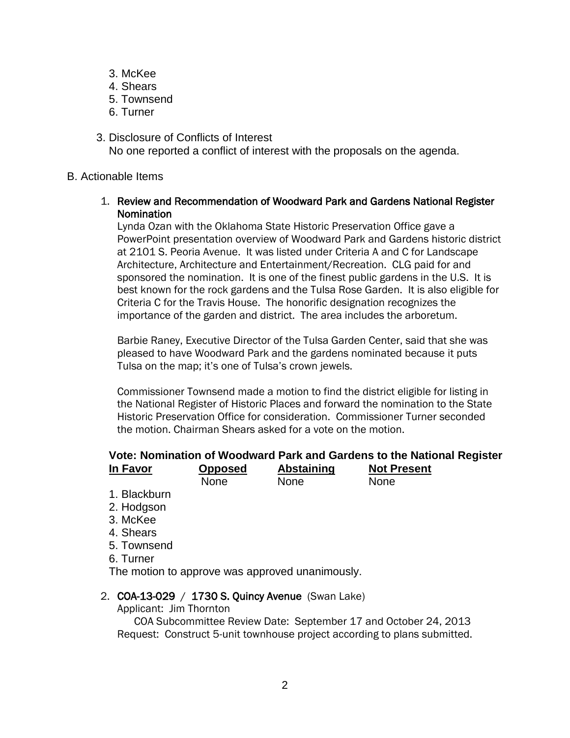3. McKee
4. Shears
5. Townsend
6. Turner

3. Disclosure of Conflicts of Interest
   No one reported a conflict of interest with the proposals on the agenda.

B. Actionable Items

1. **Review and Recommendation of Woodward Park and Gardens National Register Nomination**
   Lynda Ozan with the Oklahoma State Historic Preservation Office gave a PowerPoint presentation overview of Woodward Park and Gardens historic district at 2101 S. Peoria Avenue. It was listed under Criteria A and C for Landscape Architecture, Architecture and Entertainment/Recreation. CLG paid for and sponsored the nomination. It is one of the finest public gardens in the U.S. It is best known for the rock gardens and the Tulsa Rose Garden. It is also eligible for Criteria C for the Travis House. The honorific designation recognizes the importance of the garden and district. The area includes the arboretum.

   Barbie Raney, Executive Director of the Tulsa Garden Center, said that she was pleased to have Woodward Park and the gardens nominated because it puts Tulsa on the map; it's one of Tulsa's crown jewels.

   Commissioner Townsend made a motion to find the district eligible for listing in the National Register of Historic Places and forward the nomination to the State Historic Preservation Office for consideration. Commissioner Turner seconded the motion. Chairman Shears asked for a vote on the motion.

**Vote: Nomination of Woodward Park and Gardens to the National Register**

| In Favor | Opposed | Abstaining | Not Present |
|---|---|---|---|
| | None | None | None |
| 1. Blackburn | | | |
| 2. Hodgson | | | |
| 3. McKee | | | |
| 4. Shears | | | |
| 5. Townsend | | | |
| 6. Turner | | | |

The motion to approve was approved unanimously.

2. **COA-13-029** / **1730 S. Quincy Avenue** (Swan Lake)
   Applicant: Jim Thornton
   COA Subcommittee Review Date: September 17 and October 24, 2013
   Request: Construct 5-unit townhouse project according to plans submitted.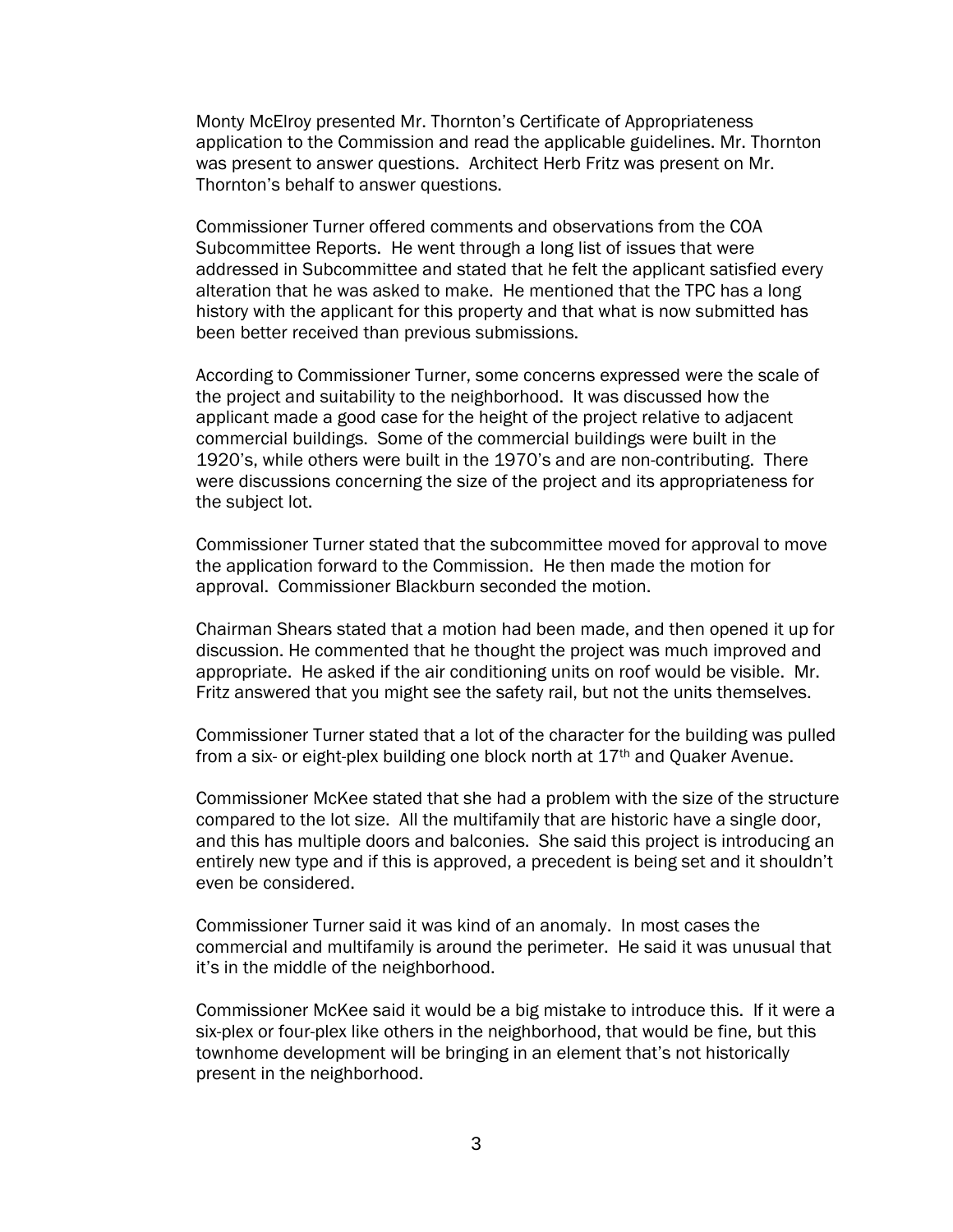Monty McElroy presented Mr. Thornton's Certificate of Appropriateness application to the Commission and read the applicable guidelines. Mr. Thornton was present to answer questions. Architect Herb Fritz was present on Mr. Thornton's behalf to answer questions.

Commissioner Turner offered comments and observations from the COA Subcommittee Reports. He went through a long list of issues that were addressed in Subcommittee and stated that he felt the applicant satisfied every alteration that he was asked to make. He mentioned that the TPC has a long history with the applicant for this property and that what is now submitted has been better received than previous submissions.

According to Commissioner Turner, some concerns expressed were the scale of the project and suitability to the neighborhood. It was discussed how the applicant made a good case for the height of the project relative to adjacent commercial buildings. Some of the commercial buildings were built in the 1920's, while others were built in the 1970's and are non-contributing. There were discussions concerning the size of the project and its appropriateness for the subject lot.

Commissioner Turner stated that the subcommittee moved for approval to move the application forward to the Commission. He then made the motion for approval. Commissioner Blackburn seconded the motion.

Chairman Shears stated that a motion had been made, and then opened it up for discussion. He commented that he thought the project was much improved and appropriate. He asked if the air conditioning units on roof would be visible. Mr. Fritz answered that you might see the safety rail, but not the units themselves.

Commissioner Turner stated that a lot of the character for the building was pulled from a six- or eight-plex building one block north at 17th and Quaker Avenue.

Commissioner McKee stated that she had a problem with the size of the structure compared to the lot size. All the multifamily that are historic have a single door, and this has multiple doors and balconies. She said this project is introducing an entirely new type and if this is approved, a precedent is being set and it shouldn't even be considered.

Commissioner Turner said it was kind of an anomaly. In most cases the commercial and multifamily is around the perimeter. He said it was unusual that it's in the middle of the neighborhood.

Commissioner McKee said it would be a big mistake to introduce this. If it were a six-plex or four-plex like others in the neighborhood, that would be fine, but this townhome development will be bringing in an element that's not historically present in the neighborhood.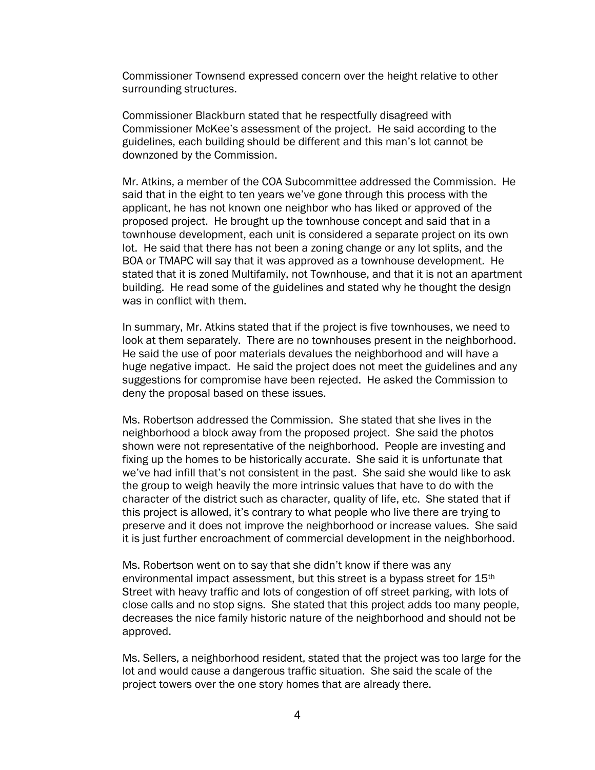Commissioner Townsend expressed concern over the height relative to other surrounding structures.

Commissioner Blackburn stated that he respectfully disagreed with Commissioner McKee's assessment of the project. He said according to the guidelines, each building should be different and this man's lot cannot be downzoned by the Commission.

Mr. Atkins, a member of the COA Subcommittee addressed the Commission. He said that in the eight to ten years we've gone through this process with the applicant, he has not known one neighbor who has liked or approved of the proposed project. He brought up the townhouse concept and said that in a townhouse development, each unit is considered a separate project on its own lot. He said that there has not been a zoning change or any lot splits, and the BOA or TMAPC will say that it was approved as a townhouse development. He stated that it is zoned Multifamily, not Townhouse, and that it is not an apartment building. He read some of the guidelines and stated why he thought the design was in conflict with them.

In summary, Mr. Atkins stated that if the project is five townhouses, we need to look at them separately. There are no townhouses present in the neighborhood. He said the use of poor materials devalues the neighborhood and will have a huge negative impact. He said the project does not meet the guidelines and any suggestions for compromise have been rejected. He asked the Commission to deny the proposal based on these issues.

Ms. Robertson addressed the Commission. She stated that she lives in the neighborhood a block away from the proposed project. She said the photos shown were not representative of the neighborhood. People are investing and fixing up the homes to be historically accurate. She said it is unfortunate that we've had infill that's not consistent in the past. She said she would like to ask the group to weigh heavily the more intrinsic values that have to do with the character of the district such as character, quality of life, etc. She stated that if this project is allowed, it's contrary to what people who live there are trying to preserve and it does not improve the neighborhood or increase values. She said it is just further encroachment of commercial development in the neighborhood.

Ms. Robertson went on to say that she didn't know if there was any environmental impact assessment, but this street is a bypass street for 15th Street with heavy traffic and lots of congestion of off street parking, with lots of close calls and no stop signs. She stated that this project adds too many people, decreases the nice family historic nature of the neighborhood and should not be approved.

Ms. Sellers, a neighborhood resident, stated that the project was too large for the lot and would cause a dangerous traffic situation. She said the scale of the project towers over the one story homes that are already there.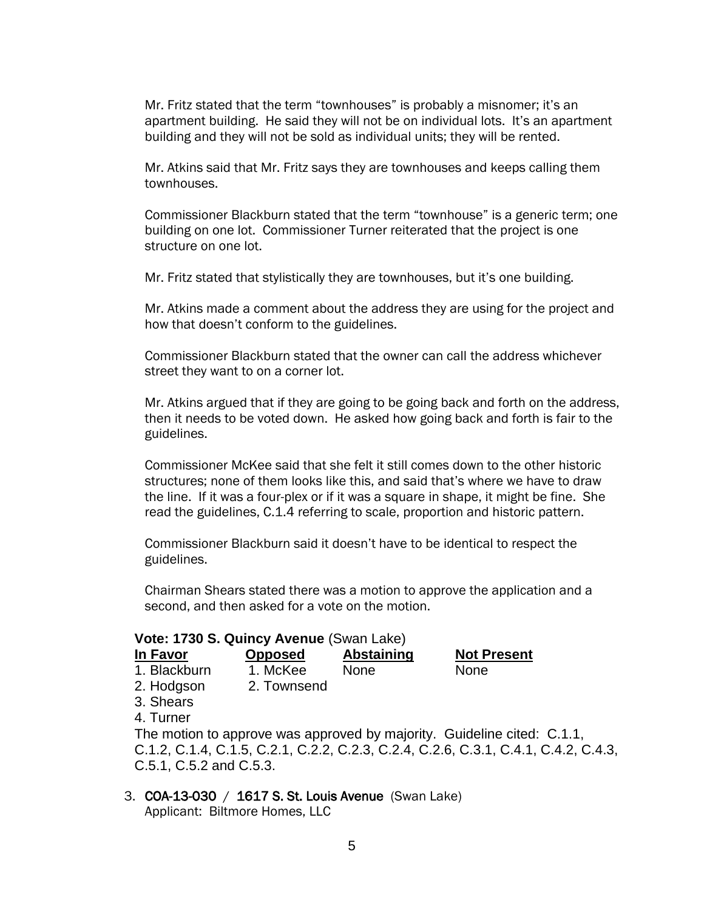Mr. Fritz stated that the term "townhouses" is probably a misnomer; it's an apartment building. He said they will not be on individual lots. It's an apartment building and they will not be sold as individual units; they will be rented.

Mr. Atkins said that Mr. Fritz says they are townhouses and keeps calling them townhouses.

Commissioner Blackburn stated that the term "townhouse" is a generic term; one building on one lot. Commissioner Turner reiterated that the project is one structure on one lot.

Mr. Fritz stated that stylistically they are townhouses, but it's one building.

Mr. Atkins made a comment about the address they are using for the project and how that doesn't conform to the guidelines.

Commissioner Blackburn stated that the owner can call the address whichever street they want to on a corner lot.

Mr. Atkins argued that if they are going to be going back and forth on the address, then it needs to be voted down. He asked how going back and forth is fair to the guidelines.

Commissioner McKee said that she felt it still comes down to the other historic structures; none of them looks like this, and said that's where we have to draw the line. If it was a four-plex or if it was a square in shape, it might be fine. She read the guidelines, C.1.4 referring to scale, proportion and historic pattern.

Commissioner Blackburn said it doesn't have to be identical to respect the guidelines.

Chairman Shears stated there was a motion to approve the application and a second, and then asked for a vote on the motion.

**Vote: 1730 S. Quincy Avenue** (Swan Lake)

| **In Favor** | **Opposed** | **Abstaining** | **Not Present** |
|---|---|---|---|
| 1. Blackburn | 1. McKee | None | None |
| 2. Hodgson | 2. Townsend | | |
| 3. Shears | | | |
| 4. Turner | | | |

The motion to approve was approved by majority. Guideline cited: C.1.1, C.1.2, C.1.4, C.1.5, C.2.1, C.2.2, C.2.3, C.2.4, C.2.6, C.3.1, C.4.1, C.4.2, C.4.3, C.5.1, C.5.2 and C.5.3.

3. **COA-13-030** / **1617 S. St. Louis Avenue** (Swan Lake)
   Applicant: Biltmore Homes, LLC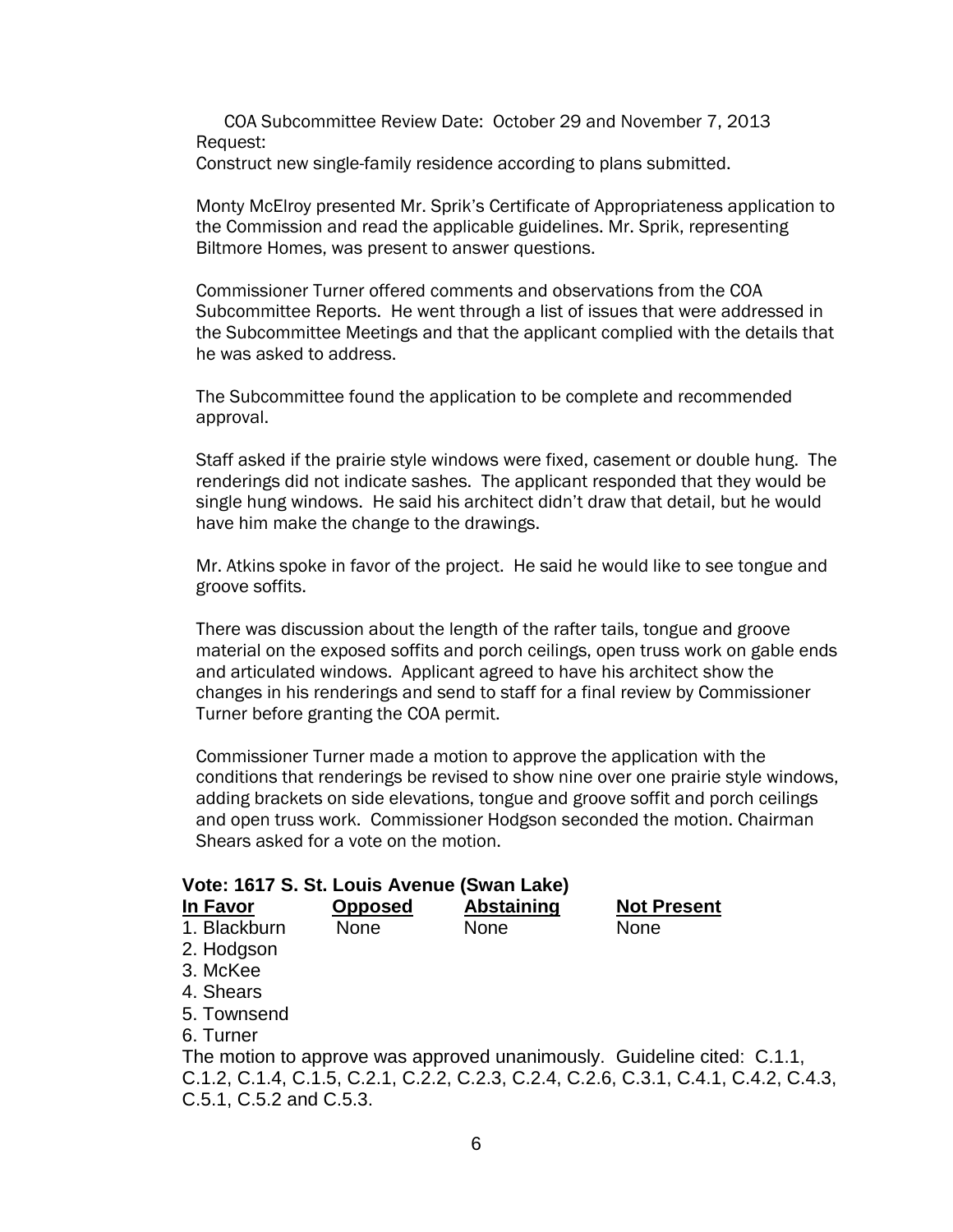COA Subcommittee Review Date: October 29 and November 7, 2013

Request:

Construct new single-family residence according to plans submitted.

Monty McElroy presented Mr. Sprik's Certificate of Appropriateness application to the Commission and read the applicable guidelines. Mr. Sprik, representing Biltmore Homes, was present to answer questions.

Commissioner Turner offered comments and observations from the COA Subcommittee Reports. He went through a list of issues that were addressed in the Subcommittee Meetings and that the applicant complied with the details that he was asked to address.

The Subcommittee found the application to be complete and recommended approval.

Staff asked if the prairie style windows were fixed, casement or double hung. The renderings did not indicate sashes. The applicant responded that they would be single hung windows. He said his architect didn't draw that detail, but he would have him make the change to the drawings.

Mr. Atkins spoke in favor of the project. He said he would like to see tongue and groove soffits.

There was discussion about the length of the rafter tails, tongue and groove material on the exposed soffits and porch ceilings, open truss work on gable ends and articulated windows. Applicant agreed to have his architect show the changes in his renderings and send to staff for a final review by Commissioner Turner before granting the COA permit.

Commissioner Turner made a motion to approve the application with the conditions that renderings be revised to show nine over one prairie style windows, adding brackets on side elevations, tongue and groove soffit and porch ceilings and open truss work. Commissioner Hodgson seconded the motion. Chairman Shears asked for a vote on the motion.

**Vote: 1617 S. St. Louis Avenue (Swan Lake)**

| In Favor | Opposed | Abstaining | Not Present |
|---|---|---|---|
| 1. Blackburn | None | None | None |
| 2. Hodgson | | | |
| 3. McKee | | | |
| 4. Shears | | | |
| 5. Townsend | | | |
| 6. Turner | | | |

The motion to approve was approved unanimously. Guideline cited: C.1.1, C.1.2, C.1.4, C.1.5, C.2.1, C.2.2, C.2.3, C.2.4, C.2.6, C.3.1, C.4.1, C.4.2, C.4.3, C.5.1, C.5.2 and C.5.3.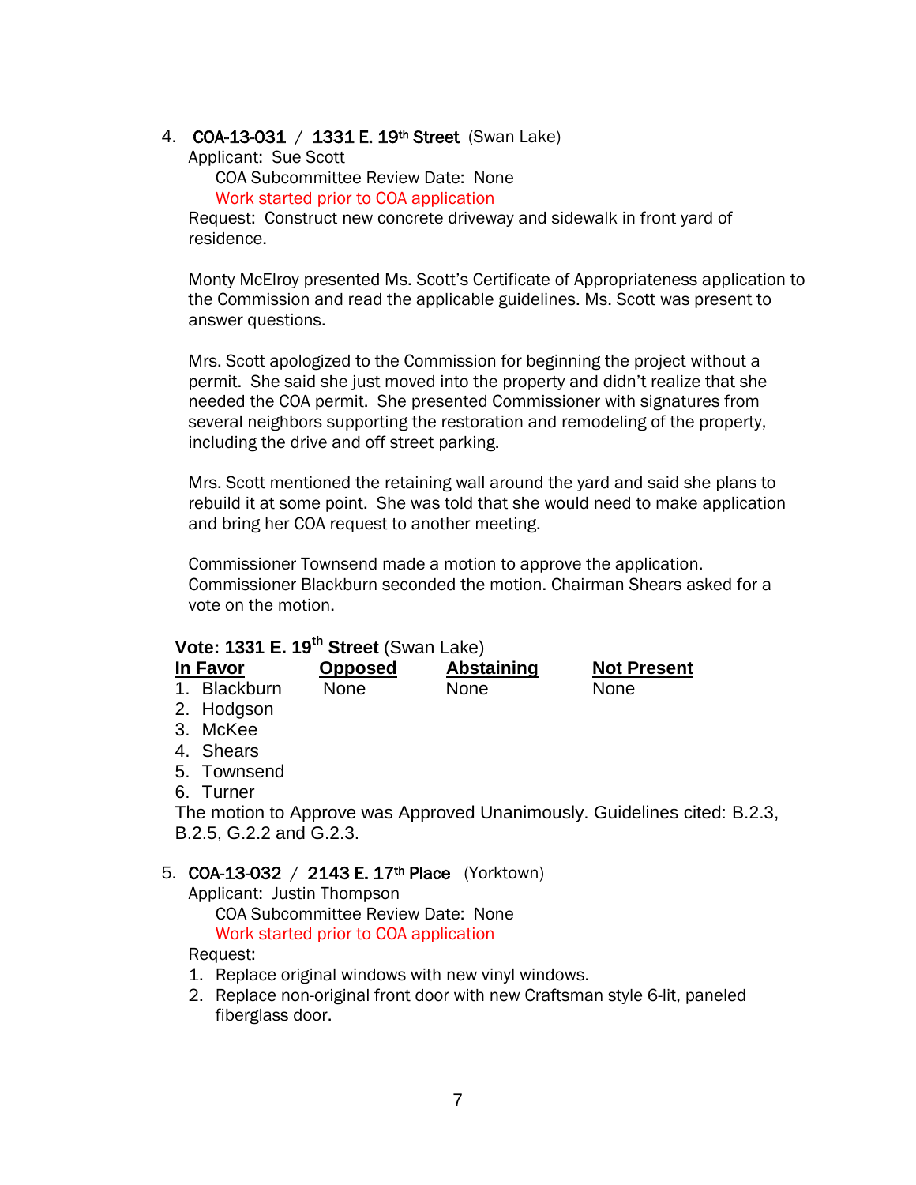4. **COA-13-031 / 1331 E. 19th Street** (Swan Lake)
   Applicant: Sue Scott
   COA Subcommittee Review Date: None
   Work started prior to COA application
   Request: Construct new concrete driveway and sidewalk in front yard of residence.

   Monty McElroy presented Ms. Scott's Certificate of Appropriateness application to the Commission and read the applicable guidelines. Ms. Scott was present to answer questions.

   Mrs. Scott apologized to the Commission for beginning the project without a permit. She said she just moved into the property and didn't realize that she needed the COA permit. She presented Commissioner with signatures from several neighbors supporting the restoration and remodeling of the property, including the drive and off street parking.

   Mrs. Scott mentioned the retaining wall around the yard and said she plans to rebuild it at some point. She was told that she would need to make application and bring her COA request to another meeting.

   Commissioner Townsend made a motion to approve the application. Commissioner Blackburn seconded the motion. Chairman Shears asked for a vote on the motion.

**Vote: 1331 E. 19th Street** (Swan Lake)

| In Favor | Opposed | Abstaining | Not Present |
|---|---|---|---|
| 1. Blackburn | None | None | None |
| 2. Hodgson | | | |
| 3. McKee | | | |
| 4. Shears | | | |
| 5. Townsend | | | |
| 6. Turner | | | |

The motion to Approve was Approved Unanimously. Guidelines cited: B.2.3, B.2.5, G.2.2 and G.2.3.

5. **COA-13-032 / 2143 E. 17th Place** (Yorktown)
   Applicant: Justin Thompson
   COA Subcommittee Review Date: None
   Work started prior to COA application
   Request:
   1. Replace original windows with new vinyl windows.
   2. Replace non-original front door with new Craftsman style 6-lit, paneled fiberglass door.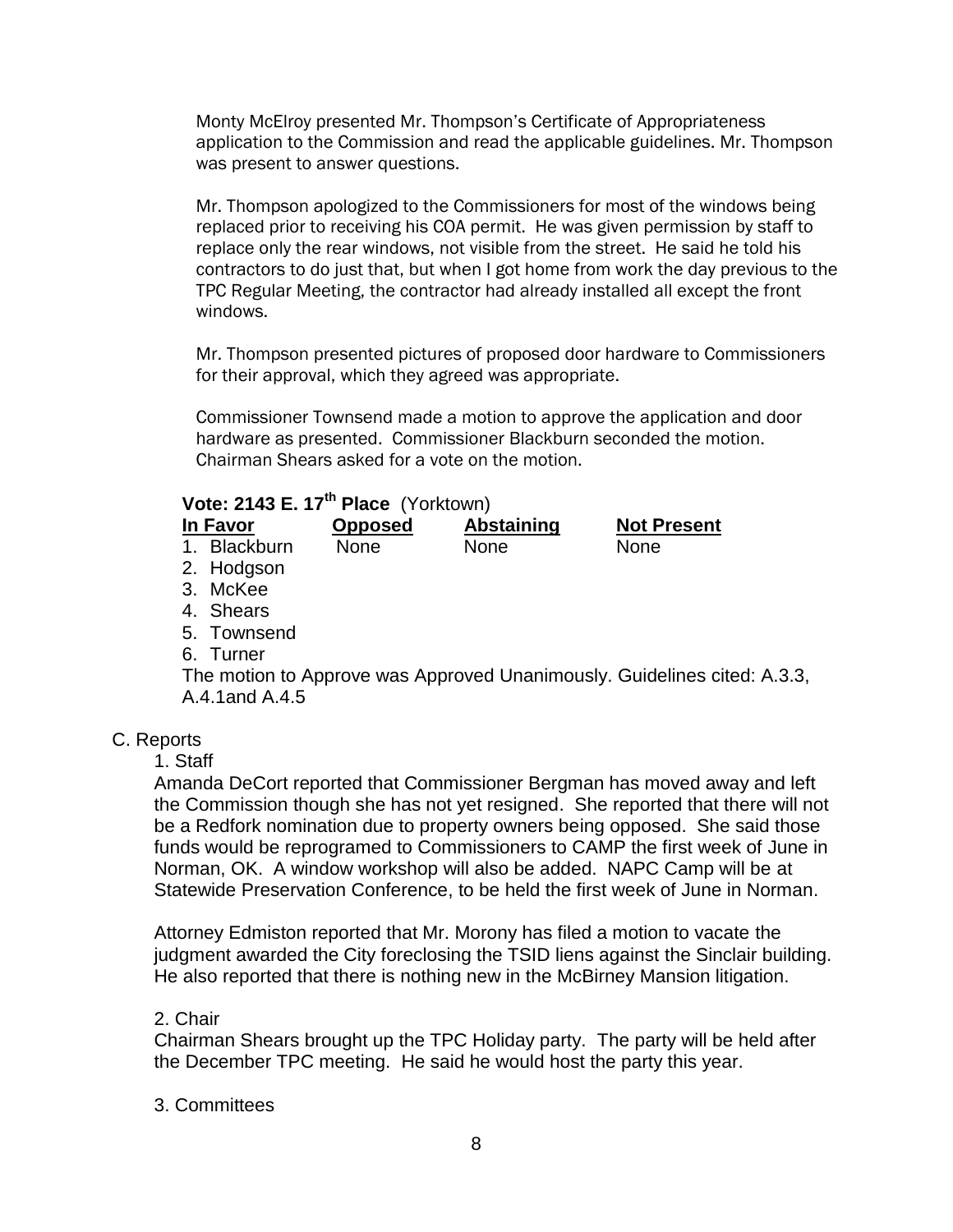Monty McElroy presented Mr. Thompson's Certificate of Appropriateness application to the Commission and read the applicable guidelines. Mr. Thompson was present to answer questions.

Mr. Thompson apologized to the Commissioners for most of the windows being replaced prior to receiving his COA permit. He was given permission by staff to replace only the rear windows, not visible from the street. He said he told his contractors to do just that, but when I got home from work the day previous to the TPC Regular Meeting, the contractor had already installed all except the front windows.

Mr. Thompson presented pictures of proposed door hardware to Commissioners for their approval, which they agreed was appropriate.

Commissioner Townsend made a motion to approve the application and door hardware as presented. Commissioner Blackburn seconded the motion. Chairman Shears asked for a vote on the motion.

**Vote: 2143 E. 17th Place** (Yorktown)

| In Favor | Opposed | Abstaining | Not Present |
|---|---|---|---|
| 1. Blackburn | None | None | None |
| 2. Hodgson | | | |
| 3. McKee | | | |
| 4. Shears | | | |
| 5. Townsend | | | |
| 6. Turner | | | |

The motion to Approve was Approved Unanimously. Guidelines cited: A.3.3, A.4.1and A.4.5

C. Reports

1. Staff

Amanda DeCort reported that Commissioner Bergman has moved away and left the Commission though she has not yet resigned. She reported that there will not be a Redfork nomination due to property owners being opposed. She said those funds would be reprogramed to Commissioners to CAMP the first week of June in Norman, OK. A window workshop will also be added. NAPC Camp will be at Statewide Preservation Conference, to be held the first week of June in Norman.

Attorney Edmiston reported that Mr. Morony has filed a motion to vacate the judgment awarded the City foreclosing the TSID liens against the Sinclair building. He also reported that there is nothing new in the McBirney Mansion litigation.

2. Chair

Chairman Shears brought up the TPC Holiday party. The party will be held after the December TPC meeting. He said he would host the party this year.

3. Committees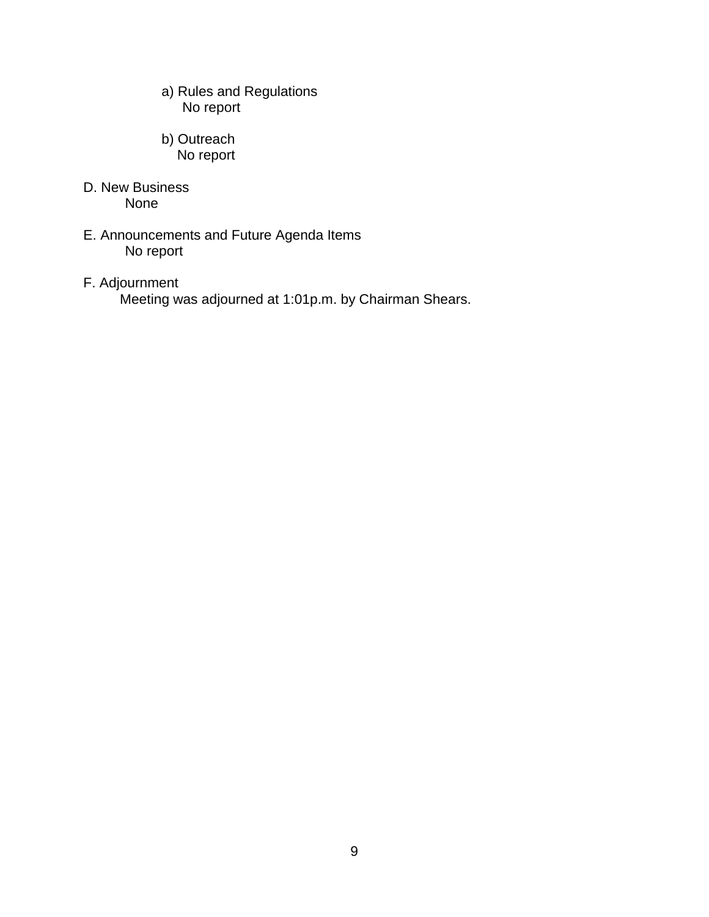a) Rules and Regulations
No report

b) Outreach
No report

D. New Business
None

E. Announcements and Future Agenda Items
No report

F. Adjournment
Meeting was adjourned at 1:01p.m. by Chairman Shears.